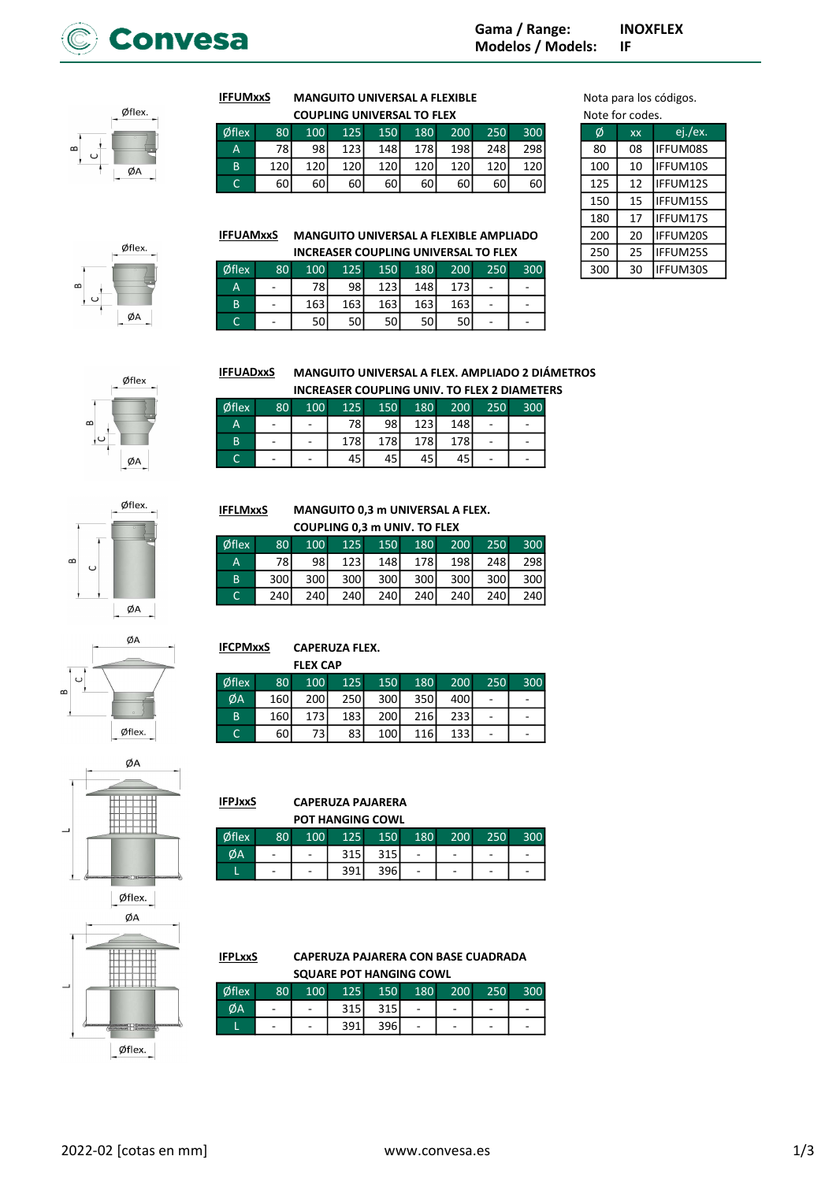Gama / Range: **INOXFLEX**
Modelos / Models: **IF**

Nota para los códigos.
Note for codes.

| Ø | xx | ej./ex. |
|---|---|---|
| 80 | 08 | IFFUM08S |
| 100 | 10 | IFFUM10S |
| 125 | 12 | IFFUM12S |
| 150 | 15 | IFFUM15S |
| 180 | 17 | IFFUM17S |
| 200 | 20 | IFFUM20S |
| 250 | 25 | IFFUM25S |
| 300 | 30 | IFFUM30S |

**IFFUMxxS** — **MANGUITO UNIVERSAL A FLEXIBLE / COUPLING UNIVERSAL TO FLEX**

| Øflex | 80 | 100 | 125 | 150 | 180 | 200 | 250 | 300 |
|---|---|---|---|---|---|---|---|---|
| A | 78 | 98 | 123 | 148 | 178 | 198 | 248 | 298 |
| B | 120 | 120 | 120 | 120 | 120 | 120 | 120 | 120 |
| C | 60 | 60 | 60 | 60 | 60 | 60 | 60 | 60 |

**IFFUAMxxS** — **MANGUITO UNIVERSAL A FLEXIBLE AMPLIADO / INCREASER COUPLING UNIVERSAL TO FLEX**

| Øflex | 80 | 100 | 125 | 150 | 180 | 200 | 250 | 300 |
|---|---|---|---|---|---|---|---|---|
| A | - | 78 | 98 | 123 | 148 | 173 | - | - |
| B | - | 163 | 163 | 163 | 163 | 163 | - | - |
| C | - | 50 | 50 | 50 | 50 | 50 | - | - |

**IFFUADxxS** — **MANGUITO UNIVERSAL A FLEX. AMPLIADO 2 DIÁMETROS / INCREASER COUPLING UNIV. TO FLEX 2 DIAMETERS**

| Øflex | 80 | 100 | 125 | 150 | 180 | 200 | 250 | 300 |
|---|---|---|---|---|---|---|---|---|
| A | - | - | 78 | 98 | 123 | 148 | - | - |
| B | - | - | 178 | 178 | 178 | 178 | - | - |
| C | - | - | 45 | 45 | 45 | 45 | - | - |

**IFFLMxxS** — **MANGUITO 0,3 m UNIVERSAL A FLEX. / COUPLING 0,3 m UNIV. TO FLEX**

| Øflex | 80 | 100 | 125 | 150 | 180 | 200 | 250 | 300 |
|---|---|---|---|---|---|---|---|---|
| A | 78 | 98 | 123 | 148 | 178 | 198 | 248 | 298 |
| B | 300 | 300 | 300 | 300 | 300 | 300 | 300 | 300 |
| C | 240 | 240 | 240 | 240 | 240 | 240 | 240 | 240 |

**IFCPMxxS** — **CAPERUZA FLEX. / FLEX CAP**

| Øflex | 80 | 100 | 125 | 150 | 180 | 200 | 250 | 300 |
|---|---|---|---|---|---|---|---|---|
| ØA | 160 | 200 | 250 | 300 | 350 | 400 | - | - |
| B | 160 | 173 | 183 | 200 | 216 | 233 | - | - |
| C | 60 | 73 | 83 | 100 | 116 | 133 | - | - |

**IFPJxxS** — **CAPERUZA PAJARERA / POT HANGING COWL**

| Øflex | 80 | 100 | 125 | 150 | 180 | 200 | 250 | 300 |
|---|---|---|---|---|---|---|---|---|
| ØA | - | - | 315 | 315 | - | - | - | - |
| L | - | - | 391 | 396 | - | - | - | - |

**IFPLxxS** — **CAPERUZA PAJARERA CON BASE CUADRADA / SQUARE POT HANGING COWL**

| Øflex | 80 | 100 | 125 | 150 | 180 | 200 | 250 | 300 |
|---|---|---|---|---|---|---|---|---|
| ØA | - | - | 315 | 315 | - | - | - | - |
| L | - | - | 391 | 396 | - | - | - | - |

2022-02 [cotas en mm] www.convesa.es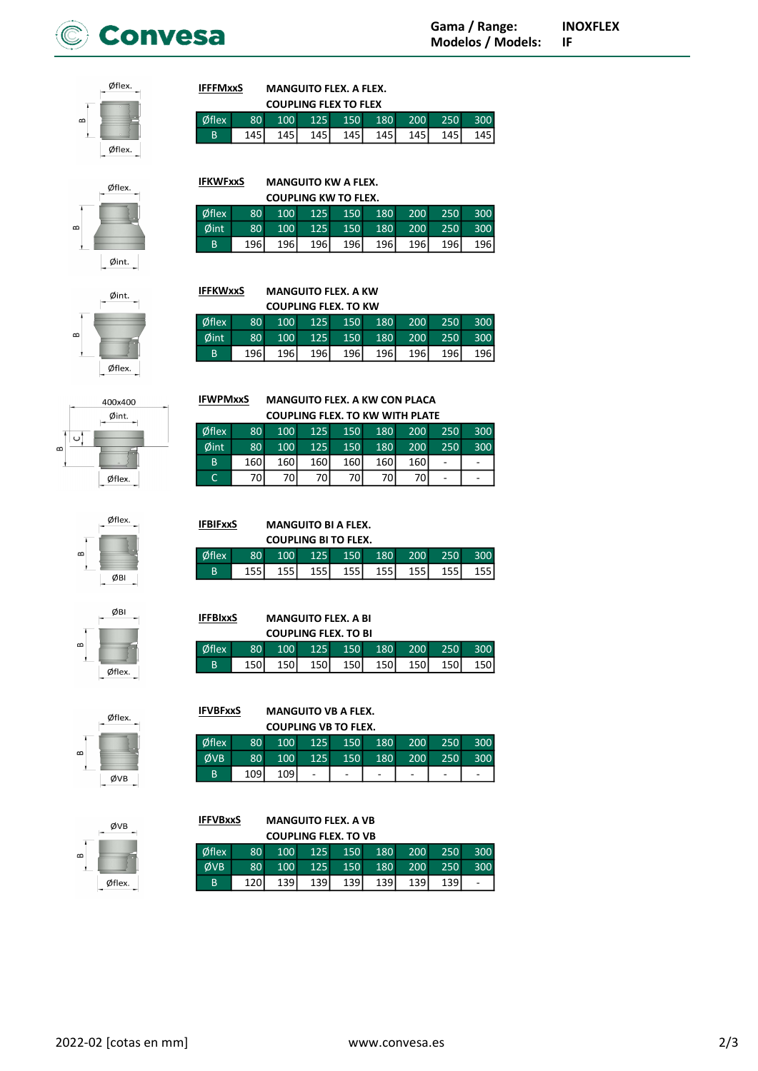**IFFFMxxS** MANGUITO FLEX. A FLEX.
COUPLING FLEX TO FLEX

| Øflex | 80 | 100 | 125 | 150 | 180 | 200 | 250 | 300 |
|---|---|---|---|---|---|---|---|---|
| B | 145 | 145 | 145 | 145 | 145 | 145 | 145 | 145 |

**IFKWFxxS** MANGUITO KW A FLEX.
COUPLING KW TO FLEX.

| Øflex | 80 | 100 | 125 | 150 | 180 | 200 | 250 | 300 |
|---|---|---|---|---|---|---|---|---|
| Øint | 80 | 100 | 125 | 150 | 180 | 200 | 250 | 300 |
| B | 196 | 196 | 196 | 196 | 196 | 196 | 196 | 196 |

**IFFKWxxS** MANGUITO FLEX. A KW
COUPLING FLEX. TO KW

| Øflex | 80 | 100 | 125 | 150 | 180 | 200 | 250 | 300 |
|---|---|---|---|---|---|---|---|---|
| Øint | 80 | 100 | 125 | 150 | 180 | 200 | 250 | 300 |
| B | 196 | 196 | 196 | 196 | 196 | 196 | 196 | 196 |

**IFWPMxxS** MANGUITO FLEX. A KW CON PLACA
COUPLING FLEX. TO KW WITH PLATE

| Øflex | 80 | 100 | 125 | 150 | 180 | 200 | 250 | 300 |
|---|---|---|---|---|---|---|---|---|
| Øint | 80 | 100 | 125 | 150 | 180 | 200 | 250 | 300 |
| B | 160 | 160 | 160 | 160 | 160 | 160 | - | - |
| C | 70 | 70 | 70 | 70 | 70 | 70 | - | - |

**IFBIFxxS** MANGUITO BI A FLEX.
COUPLING BI TO FLEX.

| Øflex | 80 | 100 | 125 | 150 | 180 | 200 | 250 | 300 |
|---|---|---|---|---|---|---|---|---|
| B | 155 | 155 | 155 | 155 | 155 | 155 | 155 | 155 |

**IFFBIxxS** MANGUITO FLEX. A BI
COUPLING FLEX. TO BI

| Øflex | 80 | 100 | 125 | 150 | 180 | 200 | 250 | 300 |
|---|---|---|---|---|---|---|---|---|
| B | 150 | 150 | 150 | 150 | 150 | 150 | 150 | 150 |

**IFVBFxxS** MANGUITO VB A FLEX.
COUPLING VB TO FLEX.

| Øflex | 80 | 100 | 125 | 150 | 180 | 200 | 250 | 300 |
|---|---|---|---|---|---|---|---|---|
| ØVB | 80 | 100 | 125 | 150 | 180 | 200 | 250 | 300 |
| B | 109 | 109 | - | - | - | - | - | - |

**IFFVBxxS** MANGUITO FLEX. A VB
COUPLING FLEX. TO VB

| Øflex | 80 | 100 | 125 | 150 | 180 | 200 | 250 | 300 |
|---|---|---|---|---|---|---|---|---|
| ØVB | 80 | 100 | 125 | 150 | 180 | 200 | 250 | 300 |
| B | 120 | 139 | 139 | 139 | 139 | 139 | 139 | - |

2022-02 [cotas en mm]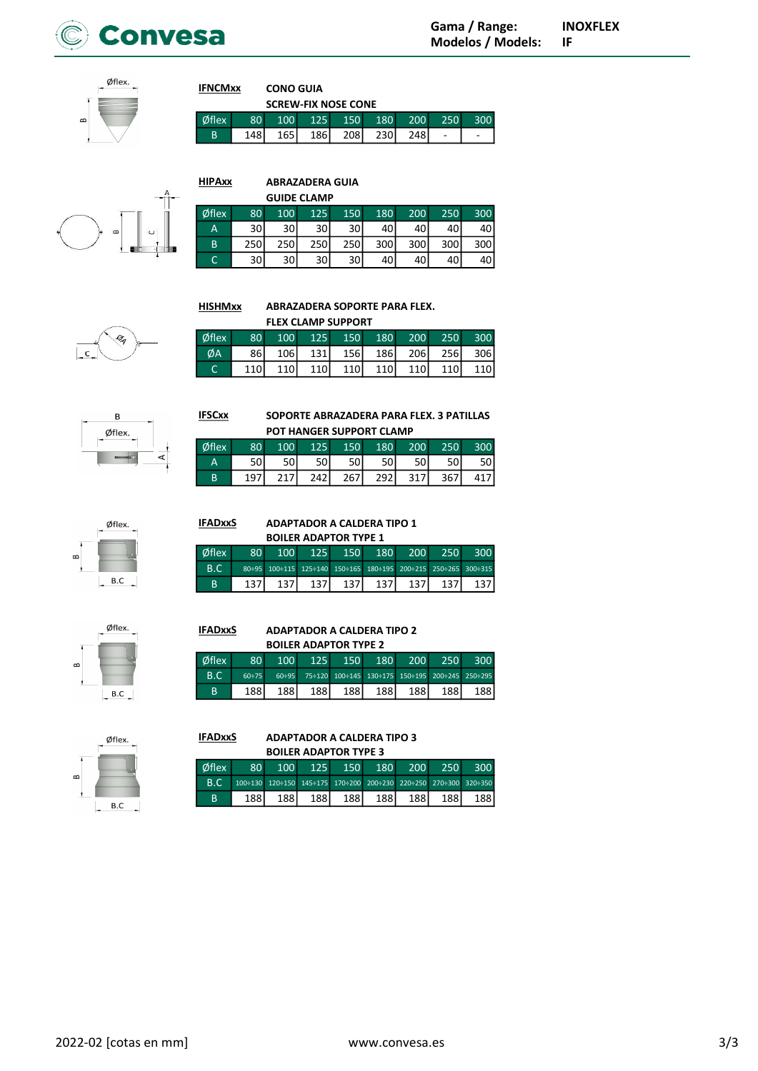**IFNCMxx** **CONO GUIA**
**SCREW-FIX NOSE CONE**

| Øflex | 80 | 100 | 125 | 150 | 180 | 200 | 250 | 300 |
|---|---|---|---|---|---|---|---|---|
| B | 148 | 165 | 186 | 208 | 230 | 248 | - | - |

**HIPAxx** **ABRAZADERA GUIA**
**GUIDE CLAMP**

| Øflex | 80 | 100 | 125 | 150 | 180 | 200 | 250 | 300 |
|---|---|---|---|---|---|---|---|---|
| A | 30 | 30 | 30 | 30 | 40 | 40 | 40 | 40 |
| B | 250 | 250 | 250 | 250 | 300 | 300 | 300 | 300 |
| C | 30 | 30 | 30 | 30 | 40 | 40 | 40 | 40 |

**HISHMxx** **ABRAZADERA SOPORTE PARA FLEX.**
**FLEX CLAMP SUPPORT**

| Øflex | 80 | 100 | 125 | 150 | 180 | 200 | 250 | 300 |
|---|---|---|---|---|---|---|---|---|
| ØA | 86 | 106 | 131 | 156 | 186 | 206 | 256 | 306 |
| C | 110 | 110 | 110 | 110 | 110 | 110 | 110 | 110 |

**IFSCxx** **SOPORTE ABRAZADERA PARA FLEX. 3 PATILLAS**
**POT HANGER SUPPORT CLAMP**

| Øflex | 80 | 100 | 125 | 150 | 180 | 200 | 250 | 300 |
|---|---|---|---|---|---|---|---|---|
| A | 50 | 50 | 50 | 50 | 50 | 50 | 50 | 50 |
| B | 197 | 217 | 242 | 267 | 292 | 317 | 367 | 417 |

**IFADxxS** **ADAPTADOR A CALDERA TIPO 1**
**BOILER ADAPTOR TYPE 1**

| Øflex | 80 | 100 | 125 | 150 | 180 | 200 | 250 | 300 |
|---|---|---|---|---|---|---|---|---|
| B.C | 80÷95 | 100÷115 | 125÷140 | 150÷165 | 180÷195 | 200÷215 | 250÷265 | 300÷315 |
| B | 137 | 137 | 137 | 137 | 137 | 137 | 137 | 137 |

**IFADxxS** **ADAPTADOR A CALDERA TIPO 2**
**BOILER ADAPTOR TYPE 2**

| Øflex | 80 | 100 | 125 | 150 | 180 | 200 | 250 | 300 |
|---|---|---|---|---|---|---|---|---|
| B.C | 60÷75 | 60÷95 | 75÷120 | 100÷145 | 130÷175 | 150÷195 | 200÷245 | 250÷295 |
| B | 188 | 188 | 188 | 188 | 188 | 188 | 188 | 188 |

**IFADxxS** **ADAPTADOR A CALDERA TIPO 3**
**BOILER ADAPTOR TYPE 3**

| Øflex | 80 | 100 | 125 | 150 | 180 | 200 | 250 | 300 |
|---|---|---|---|---|---|---|---|---|
| B.C | 100÷130 | 120÷150 | 145÷175 | 170÷200 | 200÷230 | 220÷250 | 270÷300 | 320÷350 |
| B | 188 | 188 | 188 | 188 | 188 | 188 | 188 | 188 |

2022-02 [cotas en mm]